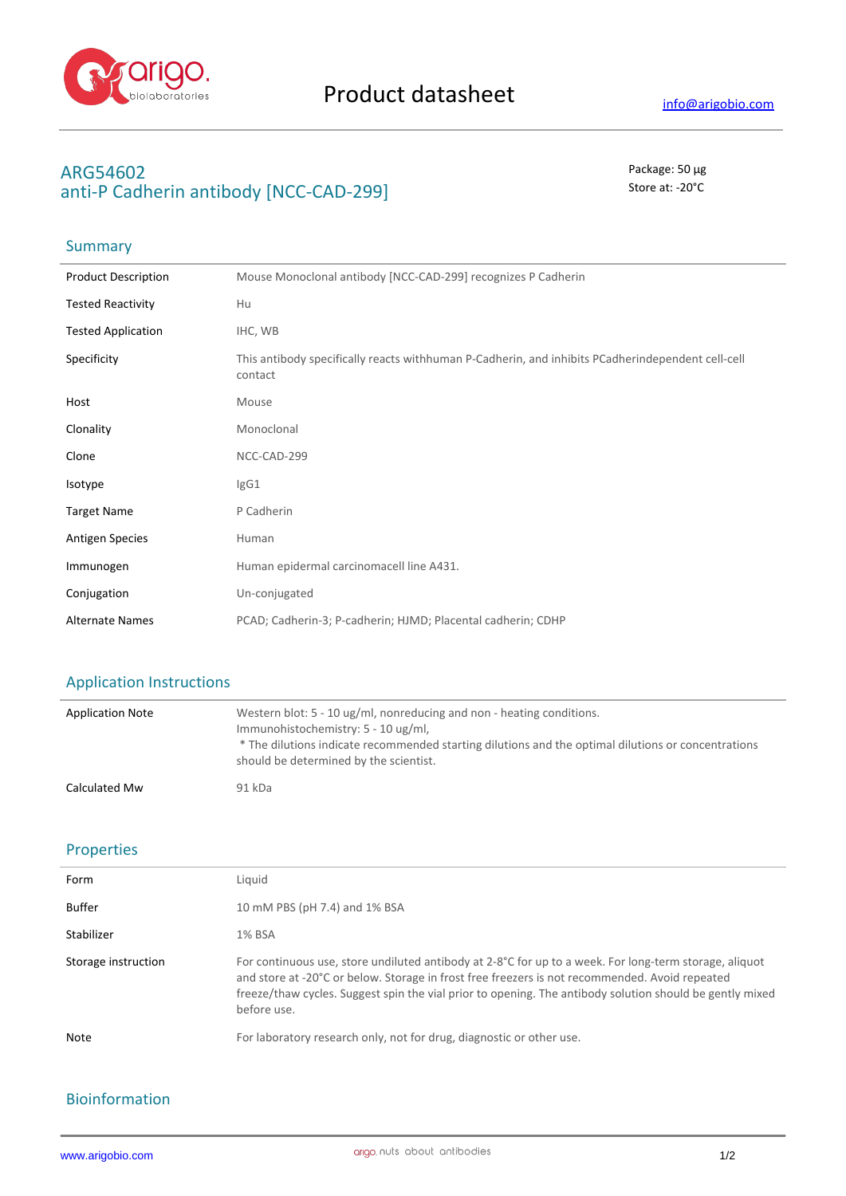Product datasheet

info@arigobio.com

# ARG54602
# anti-P Cadherin antibody [NCC-CAD-299]

Package: 50 μg
Store at: -20°C

## Summary

| | |
|---|---|
| Product Description | Mouse Monoclonal antibody [NCC-CAD-299] recognizes P Cadherin |
| Tested Reactivity | Hu |
| Tested Application | IHC, WB |
| Specificity | This antibody specifically reacts withhuman P-Cadherin, and inhibits PCadherindependent cell-cell contact |
| Host | Mouse |
| Clonality | Monoclonal |
| Clone | NCC-CAD-299 |
| Isotype | IgG1 |
| Target Name | P Cadherin |
| Antigen Species | Human |
| Immunogen | Human epidermal carcinomacell line A431. |
| Conjugation | Un-conjugated |
| Alternate Names | PCAD; Cadherin-3; P-cadherin; HJMD; Placental cadherin; CDHP |

## Application Instructions

| | |
|---|---|
| Application Note | Western blot: 5 - 10 ug/ml, nonreducing and non - heating conditions.<br>Immunohistochemistry: 5 - 10 ug/ml,<br>* The dilutions indicate recommended starting dilutions and the optimal dilutions or concentrations should be determined by the scientist. |
| Calculated Mw | 91 kDa |

## Properties

| | |
|---|---|
| Form | Liquid |
| Buffer | 10 mM PBS (pH 7.4) and 1% BSA |
| Stabilizer | 1% BSA |
| Storage instruction | For continuous use, store undiluted antibody at 2-8°C for up to a week. For long-term storage, aliquot and store at -20°C or below. Storage in frost free freezers is not recommended. Avoid repeated freeze/thaw cycles. Suggest spin the vial prior to opening. The antibody solution should be gently mixed before use. |
| Note | For laboratory research only, not for drug, diagnostic or other use. |

## Bioinformation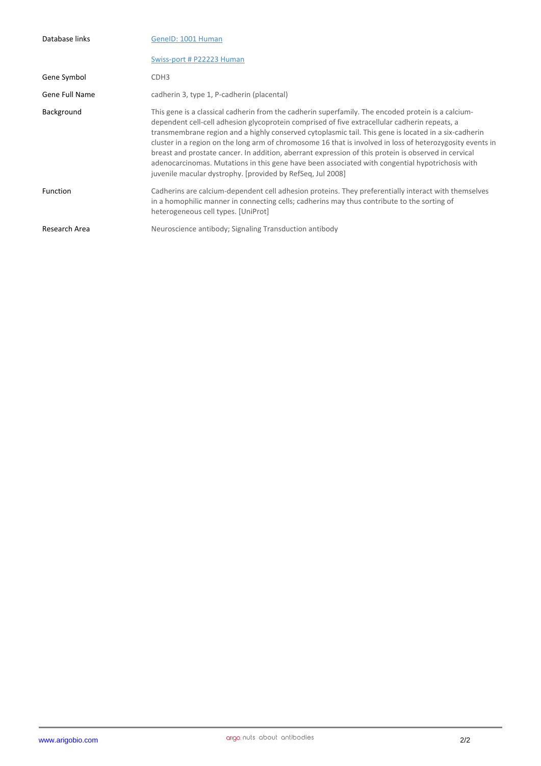| | |
|---|---|
| Database links | GeneID: 1001 Human<br>Swiss-port # P22223 Human |
| Gene Symbol | CDH3 |
| Gene Full Name | cadherin 3, type 1, P-cadherin (placental) |
| Background | This gene is a classical cadherin from the cadherin superfamily. The encoded protein is a calcium-dependent cell-cell adhesion glycoprotein comprised of five extracellular cadherin repeats, a transmembrane region and a highly conserved cytoplasmic tail. This gene is located in a six-cadherin cluster in a region on the long arm of chromosome 16 that is involved in loss of heterozygosity events in breast and prostate cancer. In addition, aberrant expression of this protein is observed in cervical adenocarcinomas. Mutations in this gene have been associated with congential hypotrichosis with juvenile macular dystrophy. [provided by RefSeq, Jul 2008] |
| Function | Cadherins are calcium-dependent cell adhesion proteins. They preferentially interact with themselves in a homophilic manner in connecting cells; cadherins may thus contribute to the sorting of heterogeneous cell types. [UniProt] |
| Research Area | Neuroscience antibody; Signaling Transduction antibody |